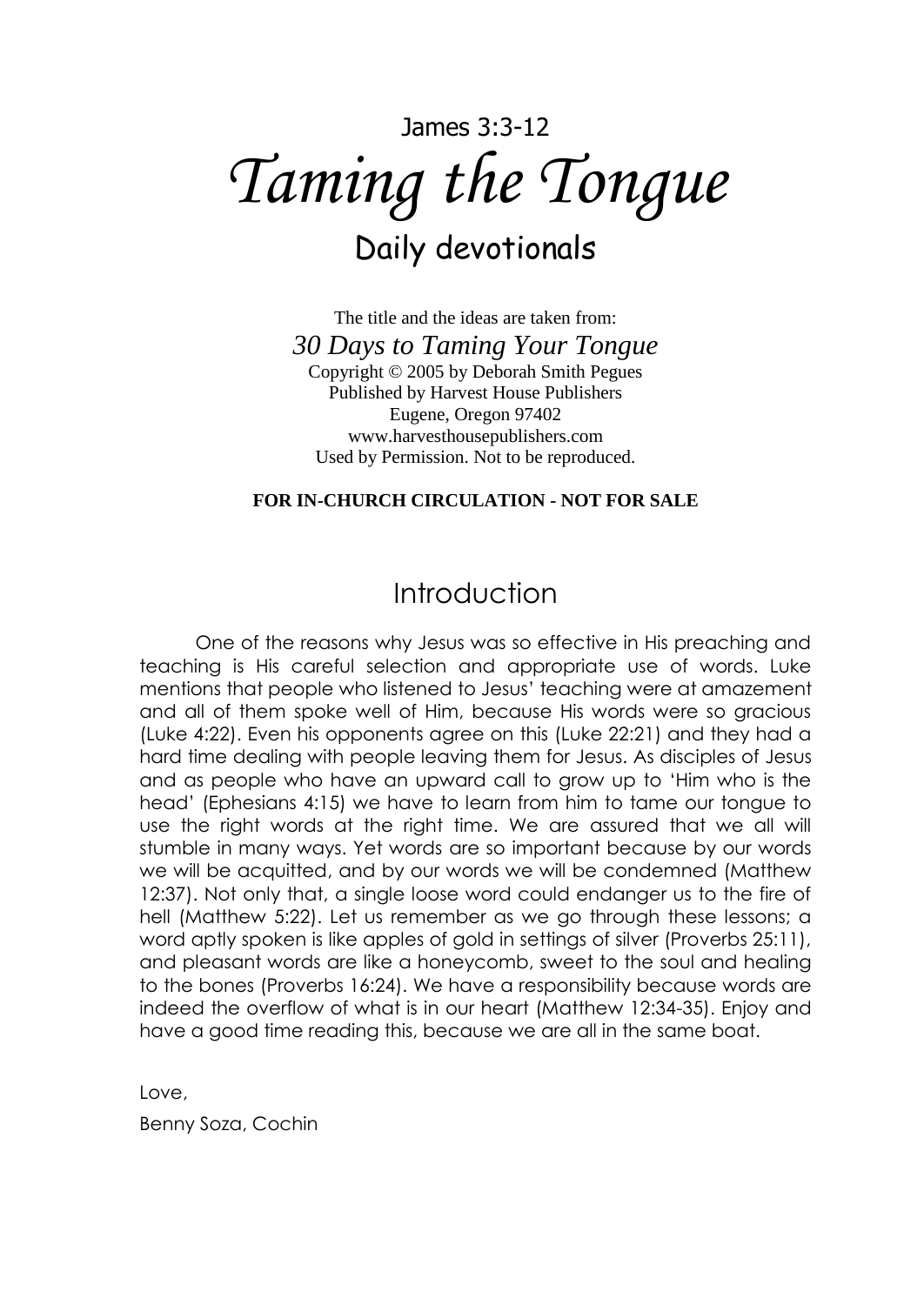James 3:3-12

# *Taming the Tongue*

## Daily devotionals

The title and the ideas are taken from:

*30 Days to Taming Your Tongue*

Copyright © 2005 by Deborah Smith Pegues
Published by Harvest House Publishers
Eugene, Oregon 97402
www.harvesthousepublishers.com
Used by Permission. Not to be reproduced.

**FOR IN-CHURCH CIRCULATION - NOT FOR SALE**

## Introduction

One of the reasons why Jesus was so effective in His preaching and teaching is His careful selection and appropriate use of words. Luke mentions that people who listened to Jesus' teaching were at amazement and all of them spoke well of Him, because His words were so gracious (Luke 4:22). Even his opponents agree on this (Luke 22:21) and they had a hard time dealing with people leaving them for Jesus. As disciples of Jesus and as people who have an upward call to grow up to 'Him who is the head' (Ephesians 4:15) we have to learn from him to tame our tongue to use the right words at the right time. We are assured that we all will stumble in many ways. Yet words are so important because by our words we will be acquitted, and by our words we will be condemned (Matthew 12:37). Not only that, a single loose word could endanger us to the fire of hell (Matthew 5:22). Let us remember as we go through these lessons; a word aptly spoken is like apples of gold in settings of silver (Proverbs 25:11), and pleasant words are like a honeycomb, sweet to the soul and healing to the bones (Proverbs 16:24). We have a responsibility because words are indeed the overflow of what is in our heart (Matthew 12:34-35). Enjoy and have a good time reading this, because we are all in the same boat.

Love,

Benny Soza, Cochin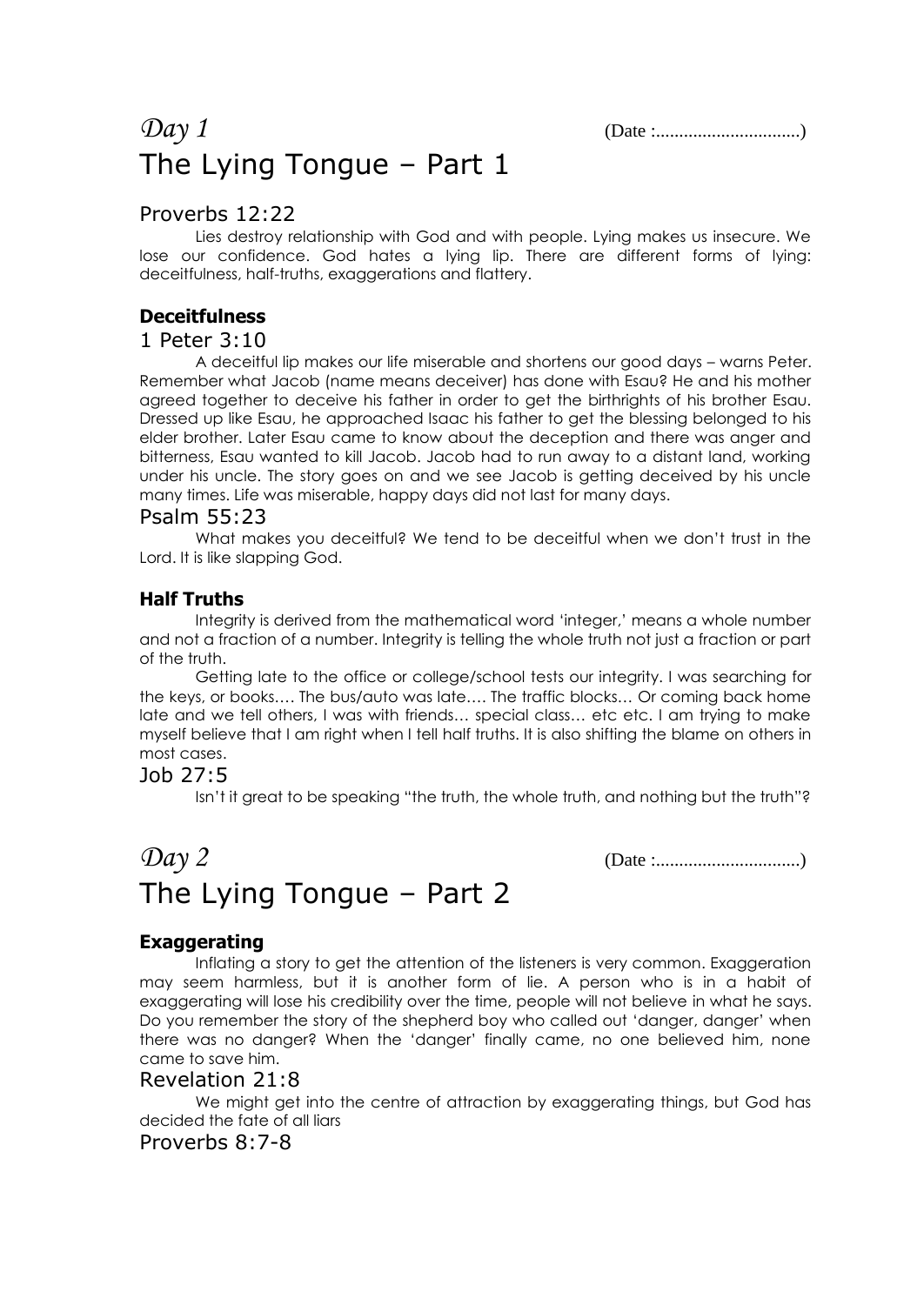*Day 1* (Date :...............................)

# The Lying Tongue – Part 1

## Proverbs 12:22

Lies destroy relationship with God and with people. Lying makes us insecure. We lose our confidence. God hates a lying lip. There are different forms of lying: deceitfulness, half-truths, exaggerations and flattery.

### Deceitfulness

## 1 Peter 3:10

A deceitful lip makes our life miserable and shortens our good days – warns Peter. Remember what Jacob (name means deceiver) has done with Esau? He and his mother agreed together to deceive his father in order to get the birthrights of his brother Esau. Dressed up like Esau, he approached Isaac his father to get the blessing belonged to his elder brother. Later Esau came to know about the deception and there was anger and bitterness, Esau wanted to kill Jacob. Jacob had to run away to a distant land, working under his uncle. The story goes on and we see Jacob is getting deceived by his uncle many times. Life was miserable, happy days did not last for many days.

## Psalm 55:23

What makes you deceitful? We tend to be deceitful when we don't trust in the Lord. It is like slapping God.

### Half Truths

Integrity is derived from the mathematical word 'integer,' means a whole number and not a fraction of a number. Integrity is telling the whole truth not just a fraction or part of the truth.

Getting late to the office or college/school tests our integrity. I was searching for the keys, or books…. The bus/auto was late…. The traffic blocks… Or coming back home late and we tell others, I was with friends… special class… etc etc. I am trying to make myself believe that I am right when I tell half truths. It is also shifting the blame on others in most cases.

## Job 27:5

Isn't it great to be speaking "the truth, the whole truth, and nothing but the truth"?

*Day 2* (Date :...............................)

# The Lying Tongue – Part 2

### Exaggerating

Inflating a story to get the attention of the listeners is very common. Exaggeration may seem harmless, but it is another form of lie. A person who is in a habit of exaggerating will lose his credibility over the time, people will not believe in what he says. Do you remember the story of the shepherd boy who called out 'danger, danger' when there was no danger? When the 'danger' finally came, no one believed him, none came to save him.

## Revelation 21:8

We might get into the centre of attraction by exaggerating things, but God has decided the fate of all liars

## Proverbs 8:7-8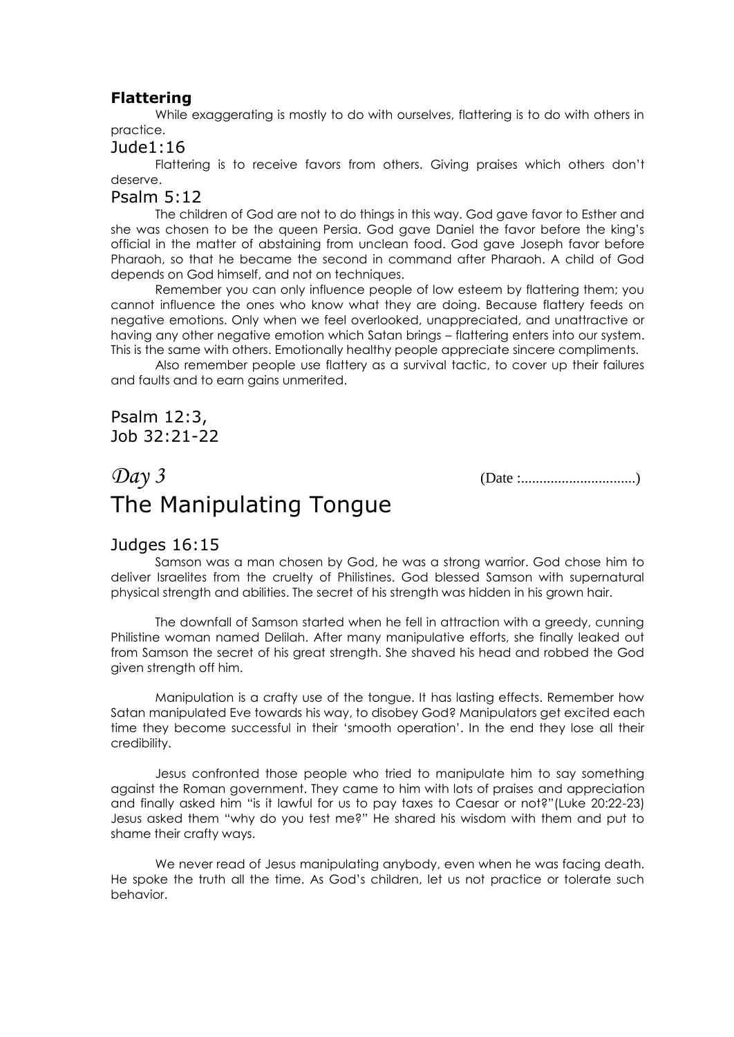### Flattering

While exaggerating is mostly to do with ourselves, flattering is to do with others in practice.

#### Jude1:16

Flattering is to receive favors from others. Giving praises which others don't deserve.

#### Psalm 5:12

The children of God are not to do things in this way. God gave favor to Esther and she was chosen to be the queen Persia. God gave Daniel the favor before the king's official in the matter of abstaining from unclean food. God gave Joseph favor before Pharaoh, so that he became the second in command after Pharaoh. A child of God depends on God himself, and not on techniques.

Remember you can only influence people of low esteem by flattering them; you cannot influence the ones who know what they are doing. Because flattery feeds on negative emotions. Only when we feel overlooked, unappreciated, and unattractive or having any other negative emotion which Satan brings – flattering enters into our system. This is the same with others. Emotionally healthy people appreciate sincere compliments.

Also remember people use flattery as a survival tactic, to cover up their failures and faults and to earn gains unmerited.

Psalm 12:3,
Job 32:21-22

*Day 3* (Date :..............................)

# The Manipulating Tongue

#### Judges 16:15

Samson was a man chosen by God, he was a strong warrior. God chose him to deliver Israelites from the cruelty of Philistines. God blessed Samson with supernatural physical strength and abilities. The secret of his strength was hidden in his grown hair.

The downfall of Samson started when he fell in attraction with a greedy, cunning Philistine woman named Delilah. After many manipulative efforts, she finally leaked out from Samson the secret of his great strength. She shaved his head and robbed the God given strength off him.

Manipulation is a crafty use of the tongue. It has lasting effects. Remember how Satan manipulated Eve towards his way, to disobey God? Manipulators get excited each time they become successful in their 'smooth operation'. In the end they lose all their credibility.

Jesus confronted those people who tried to manipulate him to say something against the Roman government. They came to him with lots of praises and appreciation and finally asked him "is it lawful for us to pay taxes to Caesar or not?"(Luke 20:22-23) Jesus asked them "why do you test me?" He shared his wisdom with them and put to shame their crafty ways.

We never read of Jesus manipulating anybody, even when he was facing death. He spoke the truth all the time. As God's children, let us not practice or tolerate such behavior.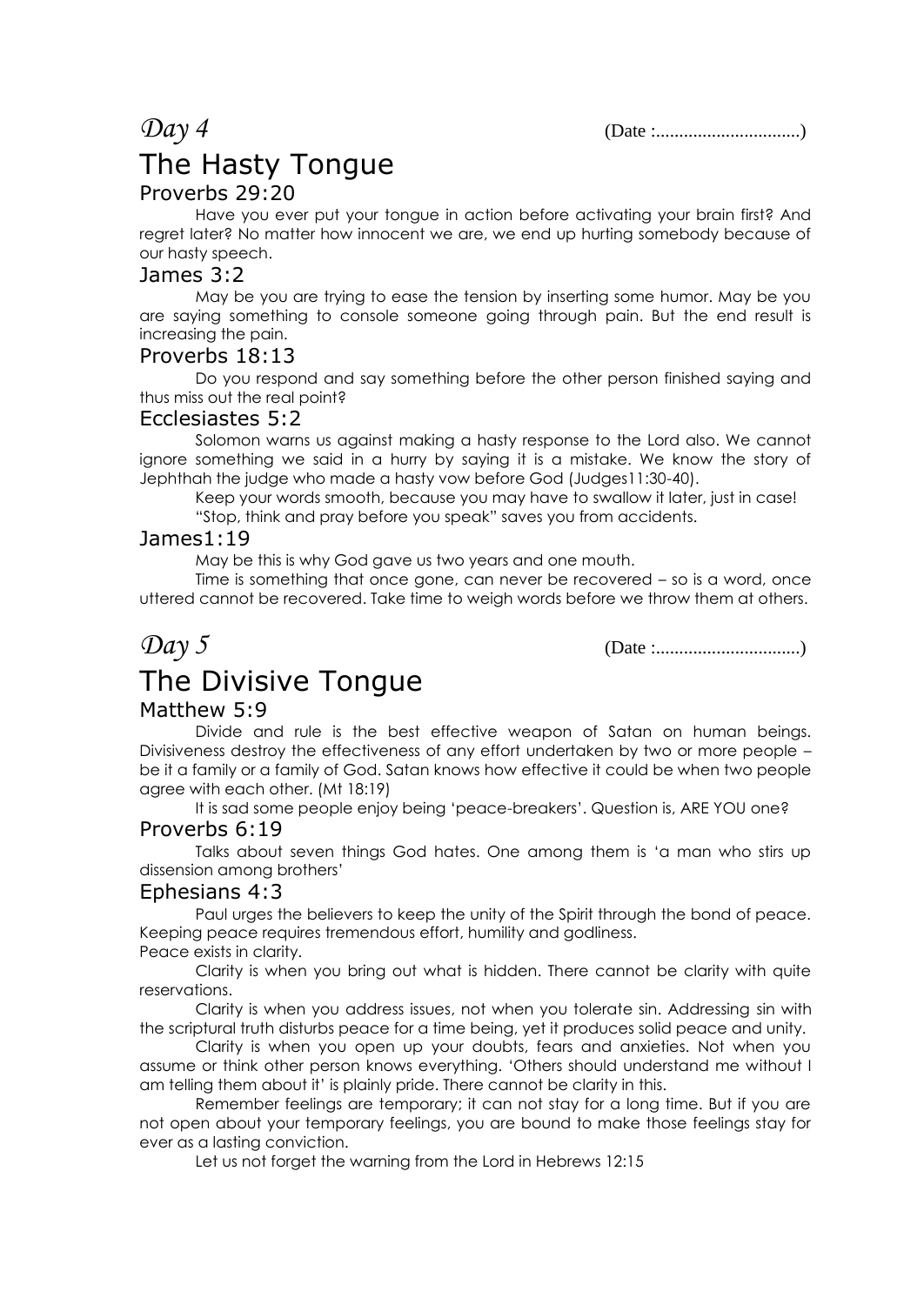*Day 4* (Date :...............................)

# The Hasty Tongue

## Proverbs 29:20

Have you ever put your tongue in action before activating your brain first? And regret later? No matter how innocent we are, we end up hurting somebody because of our hasty speech.

## James 3:2

May be you are trying to ease the tension by inserting some humor. May be you are saying something to console someone going through pain. But the end result is increasing the pain.

## Proverbs 18:13

Do you respond and say something before the other person finished saying and thus miss out the real point?

## Ecclesiastes 5:2

Solomon warns us against making a hasty response to the Lord also. We cannot ignore something we said in a hurry by saying it is a mistake. We know the story of Jephthah the judge who made a hasty vow before God (Judges11:30-40).

Keep your words smooth, because you may have to swallow it later, just in case!

"Stop, think and pray before you speak" saves you from accidents.

## James1:19

May be this is why God gave us two years and one mouth.

Time is something that once gone, can never be recovered – so is a word, once uttered cannot be recovered. Take time to weigh words before we throw them at others.

*Day 5* (Date :...............................)

# The Divisive Tongue

## Matthew 5:9

Divide and rule is the best effective weapon of Satan on human beings. Divisiveness destroy the effectiveness of any effort undertaken by two or more people – be it a family or a family of God. Satan knows how effective it could be when two people agree with each other. (Mt 18:19)

It is sad some people enjoy being 'peace-breakers'. Question is, ARE YOU one?

## Proverbs 6:19

Talks about seven things God hates. One among them is 'a man who stirs up dissension among brothers'

## Ephesians 4:3

Paul urges the believers to keep the unity of the Spirit through the bond of peace. Keeping peace requires tremendous effort, humility and godliness.

Peace exists in clarity.

Clarity is when you bring out what is hidden. There cannot be clarity with quite reservations.

Clarity is when you address issues, not when you tolerate sin. Addressing sin with the scriptural truth disturbs peace for a time being, yet it produces solid peace and unity.

Clarity is when you open up your doubts, fears and anxieties. Not when you assume or think other person knows everything. 'Others should understand me without I am telling them about it' is plainly pride. There cannot be clarity in this.

Remember feelings are temporary; it can not stay for a long time. But if you are not open about your temporary feelings, you are bound to make those feelings stay for ever as a lasting conviction.

Let us not forget the warning from the Lord in Hebrews 12:15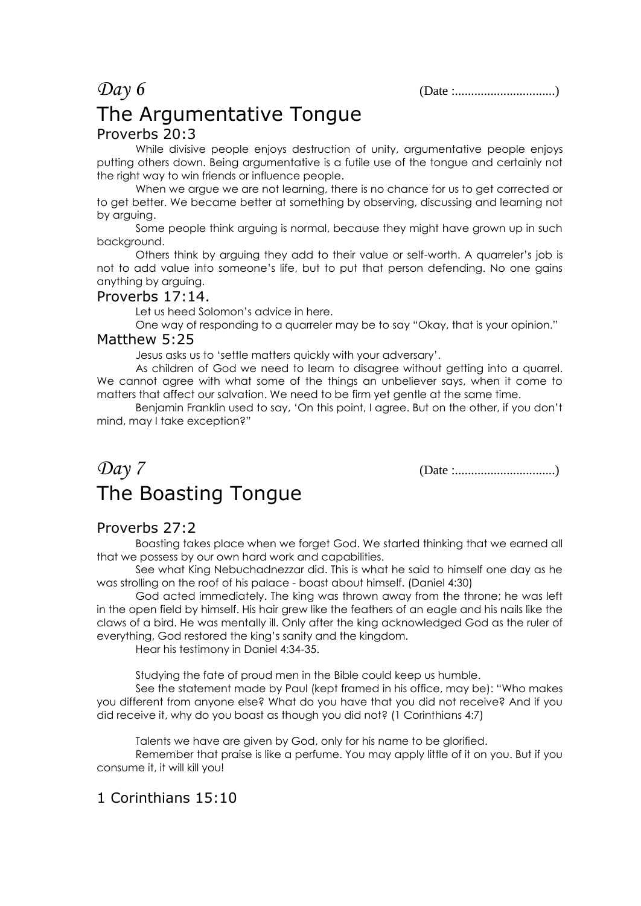*Day 6* (Date :...............................)

# The Argumentative Tongue

## Proverbs 20:3

While divisive people enjoys destruction of unity, argumentative people enjoys putting others down. Being argumentative is a futile use of the tongue and certainly not the right way to win friends or influence people.

When we argue we are not learning, there is no chance for us to get corrected or to get better. We became better at something by observing, discussing and learning not by arguing.

Some people think arguing is normal, because they might have grown up in such background.

Others think by arguing they add to their value or self-worth. A quarreler's job is not to add value into someone's life, but to put that person defending. No one gains anything by arguing.

## Proverbs 17:14.

Let us heed Solomon's advice in here.

One way of responding to a quarreler may be to say "Okay, that is your opinion."

## Matthew 5:25

Jesus asks us to 'settle matters quickly with your adversary'.

As children of God we need to learn to disagree without getting into a quarrel. We cannot agree with what some of the things an unbeliever says, when it come to matters that affect our salvation. We need to be firm yet gentle at the same time.

Benjamin Franklin used to say, 'On this point, I agree. But on the other, if you don't mind, may I take exception?"

*Day 7* (Date :...............................)

# The Boasting Tongue

## Proverbs 27:2

Boasting takes place when we forget God. We started thinking that we earned all that we possess by our own hard work and capabilities.

See what King Nebuchadnezzar did. This is what he said to himself one day as he was strolling on the roof of his palace - boast about himself. (Daniel 4:30)

God acted immediately. The king was thrown away from the throne; he was left in the open field by himself. His hair grew like the feathers of an eagle and his nails like the claws of a bird. He was mentally ill. Only after the king acknowledged God as the ruler of everything, God restored the king's sanity and the kingdom.

Hear his testimony in Daniel 4:34-35.

Studying the fate of proud men in the Bible could keep us humble.

See the statement made by Paul (kept framed in his office, may be): "Who makes you different from anyone else? What do you have that you did not receive? And if you did receive it, why do you boast as though you did not? (1 Corinthians 4:7)

Talents we have are given by God, only for his name to be glorified.

Remember that praise is like a perfume. You may apply little of it on you. But if you consume it, it will kill you!

## 1 Corinthians 15:10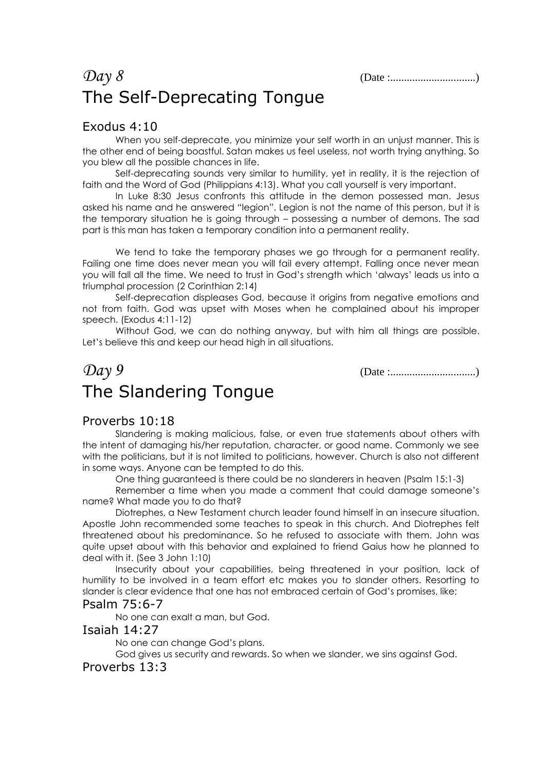## *Day 8* (Date :...............................)

# The Self-Deprecating Tongue

### Exodus 4:10

When you self-deprecate, you minimize your self worth in an unjust manner. This is the other end of being boastful. Satan makes us feel useless, not worth trying anything. So you blew all the possible chances in life.

Self-deprecating sounds very similar to humility, yet in reality, it is the rejection of faith and the Word of God (Philippians 4:13). What you call yourself is very important.

In Luke 8:30 Jesus confronts this attitude in the demon possessed man. Jesus asked his name and he answered "legion". Legion is not the name of this person, but it is the temporary situation he is going through – possessing a number of demons. The sad part is this man has taken a temporary condition into a permanent reality.

We tend to take the temporary phases we go through for a permanent reality. Failing one time does never mean you will fail every attempt. Falling once never mean you will fall all the time. We need to trust in God's strength which 'always' leads us into a triumphal procession (2 Corinthian 2:14)

Self-deprecation displeases God, because it origins from negative emotions and not from faith. God was upset with Moses when he complained about his improper speech. (Exodus 4:11-12)

Without God, we can do nothing anyway, but with him all things are possible. Let's believe this and keep our head high in all situations.

## *Day 9* (Date :...............................)

# The Slandering Tongue

### Proverbs 10:18

Slandering is making malicious, false, or even true statements about others with the intent of damaging his/her reputation, character, or good name. Commonly we see with the politicians, but it is not limited to politicians, however. Church is also not different in some ways. Anyone can be tempted to do this.

One thing guaranteed is there could be no slanderers in heaven (Psalm 15:1-3)

Remember a time when you made a comment that could damage someone's name? What made you to do that?

Diotrephes, a New Testament church leader found himself in an insecure situation. Apostle John recommended some teaches to speak in this church. And Diotrephes felt threatened about his predominance. So he refused to associate with them. John was quite upset about with this behavior and explained to friend Gaius how he planned to deal with it. (See 3 John 1:10)

Insecurity about your capabilities, being threatened in your position, lack of humility to be involved in a team effort etc makes you to slander others. Resorting to slander is clear evidence that one has not embraced certain of God's promises, like;

### Psalm 75:6-7

No one can exalt a man, but God.

### Isaiah 14:27

No one can change God's plans.

God gives us security and rewards. So when we slander, we sins against God.

### Proverbs 13:3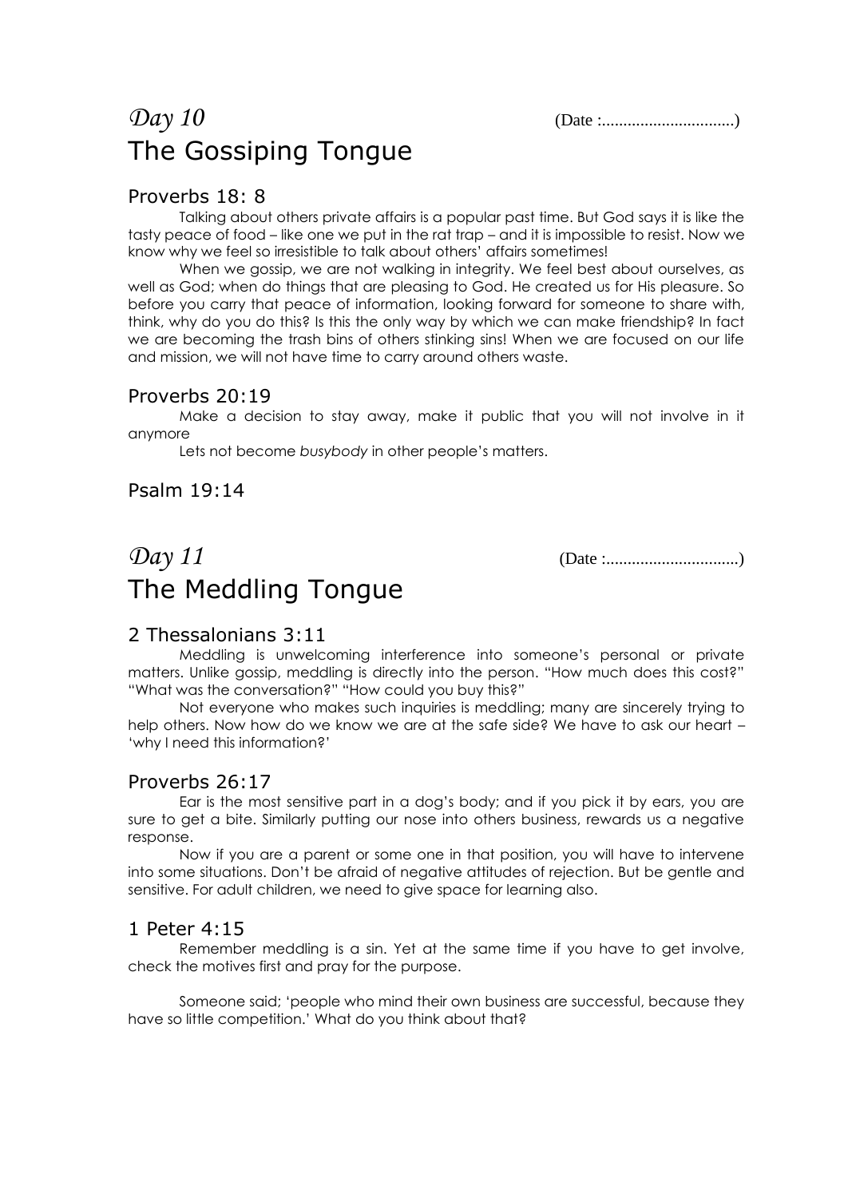## *Day 10* (Date :..............................)

# The Gossiping Tongue

### Proverbs 18: 8

Talking about others private affairs is a popular past time. But God says it is like the tasty peace of food – like one we put in the rat trap – and it is impossible to resist. Now we know why we feel so irresistible to talk about others' affairs sometimes!

When we gossip, we are not walking in integrity. We feel best about ourselves, as well as God; when do things that are pleasing to God. He created us for His pleasure. So before you carry that peace of information, looking forward for someone to share with, think, why do you do this? Is this the only way by which we can make friendship? In fact we are becoming the trash bins of others stinking sins! When we are focused on our life and mission, we will not have time to carry around others waste.

### Proverbs 20:19

Make a decision to stay away, make it public that you will not involve in it anymore

Lets not become *busybody* in other people's matters.

### Psalm 19:14

## *Day 11* (Date :..............................)

# The Meddling Tongue

### 2 Thessalonians 3:11

Meddling is unwelcoming interference into someone's personal or private matters. Unlike gossip, meddling is directly into the person. "How much does this cost?" "What was the conversation?" "How could you buy this?"

Not everyone who makes such inquiries is meddling; many are sincerely trying to help others. Now how do we know we are at the safe side? We have to ask our heart – 'why I need this information?'

### Proverbs 26:17

Ear is the most sensitive part in a dog's body; and if you pick it by ears, you are sure to get a bite. Similarly putting our nose into others business, rewards us a negative response.

Now if you are a parent or some one in that position, you will have to intervene into some situations. Don't be afraid of negative attitudes of rejection. But be gentle and sensitive. For adult children, we need to give space for learning also.

### 1 Peter 4:15

Remember meddling is a sin. Yet at the same time if you have to get involve, check the motives first and pray for the purpose.

Someone said; 'people who mind their own business are successful, because they have so little competition.' What do you think about that?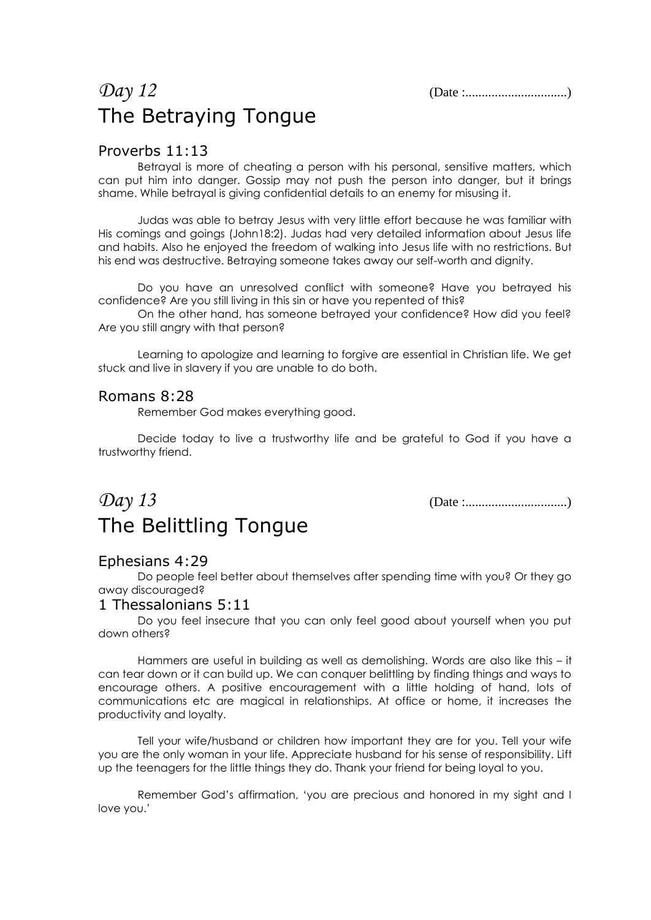# *Day 12*

(Date :..............................)

## The Betraying Tongue

### Proverbs 11:13

Betrayal is more of cheating a person with his personal, sensitive matters, which can put him into danger. Gossip may not push the person into danger, but it brings shame. While betrayal is giving confidential details to an enemy for misusing it.

Judas was able to betray Jesus with very little effort because he was familiar with His comings and goings (John18:2). Judas had very detailed information about Jesus life and habits. Also he enjoyed the freedom of walking into Jesus life with no restrictions. But his end was destructive. Betraying someone takes away our self-worth and dignity.

Do you have an unresolved conflict with someone? Have you betrayed his confidence? Are you still living in this sin or have you repented of this?

On the other hand, has someone betrayed your confidence? How did you feel? Are you still angry with that person?

Learning to apologize and learning to forgive are essential in Christian life. We get stuck and live in slavery if you are unable to do both.

### Romans 8:28

Remember God makes everything good.

Decide today to live a trustworthy life and be grateful to God if you have a trustworthy friend.

# *Day 13*

(Date :..............................)

## The Belittling Tongue

### Ephesians 4:29

Do people feel better about themselves after spending time with you? Or they go away discouraged?

### 1 Thessalonians 5:11

Do you feel insecure that you can only feel good about yourself when you put down others?

Hammers are useful in building as well as demolishing. Words are also like this – it can tear down or it can build up. We can conquer belittling by finding things and ways to encourage others. A positive encouragement with a little holding of hand, lots of communications etc are magical in relationships. At office or home, it increases the productivity and loyalty.

Tell your wife/husband or children how important they are for you. Tell your wife you are the only woman in your life. Appreciate husband for his sense of responsibility. Lift up the teenagers for the little things they do. Thank your friend for being loyal to you.

Remember God's affirmation, 'you are precious and honored in my sight and I love you.'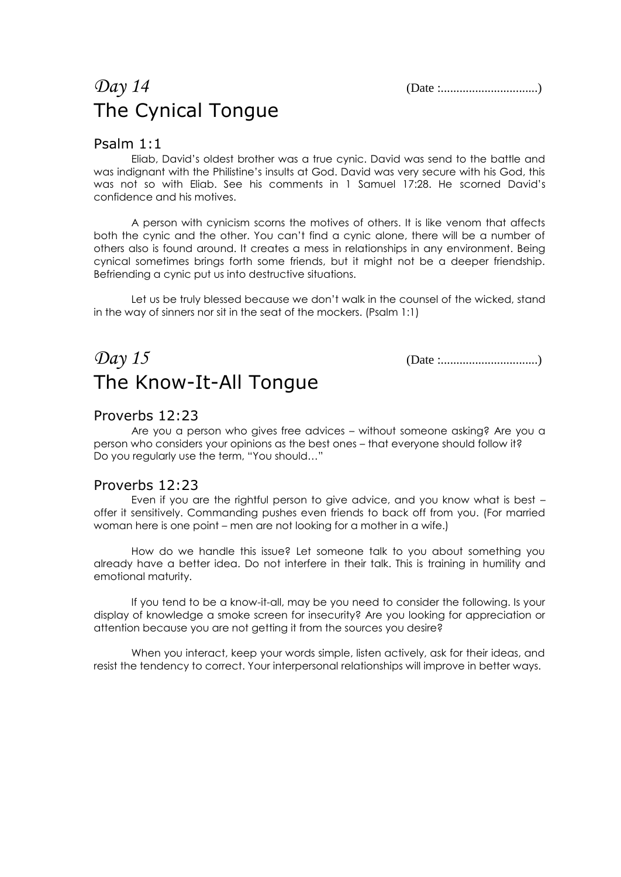# *Day 14* (Date :...............................)

## The Cynical Tongue

### Psalm 1:1

Eliab, David's oldest brother was a true cynic. David was send to the battle and was indignant with the Philistine's insults at God. David was very secure with his God, this was not so with Eliab. See his comments in 1 Samuel 17:28. He scorned David's confidence and his motives.

A person with cynicism scorns the motives of others. It is like venom that affects both the cynic and the other. You can't find a cynic alone, there will be a number of others also is found around. It creates a mess in relationships in any environment. Being cynical sometimes brings forth some friends, but it might not be a deeper friendship. Befriending a cynic put us into destructive situations.

Let us be truly blessed because we don't walk in the counsel of the wicked, stand in the way of sinners nor sit in the seat of the mockers. (Psalm 1:1)

# *Day 15* (Date :...............................)

## The Know-It-All Tongue

### Proverbs 12:23

Are you a person who gives free advices – without someone asking? Are you a person who considers your opinions as the best ones – that everyone should follow it? Do you regularly use the term, "You should…"

### Proverbs 12:23

Even if you are the rightful person to give advice, and you know what is best – offer it sensitively. Commanding pushes even friends to back off from you. (For married woman here is one point – men are not looking for a mother in a wife.)

How do we handle this issue? Let someone talk to you about something you already have a better idea. Do not interfere in their talk. This is training in humility and emotional maturity.

If you tend to be a know-it-all, may be you need to consider the following. Is your display of knowledge a smoke screen for insecurity? Are you looking for appreciation or attention because you are not getting it from the sources you desire?

When you interact, keep your words simple, listen actively, ask for their ideas, and resist the tendency to correct. Your interpersonal relationships will improve in better ways.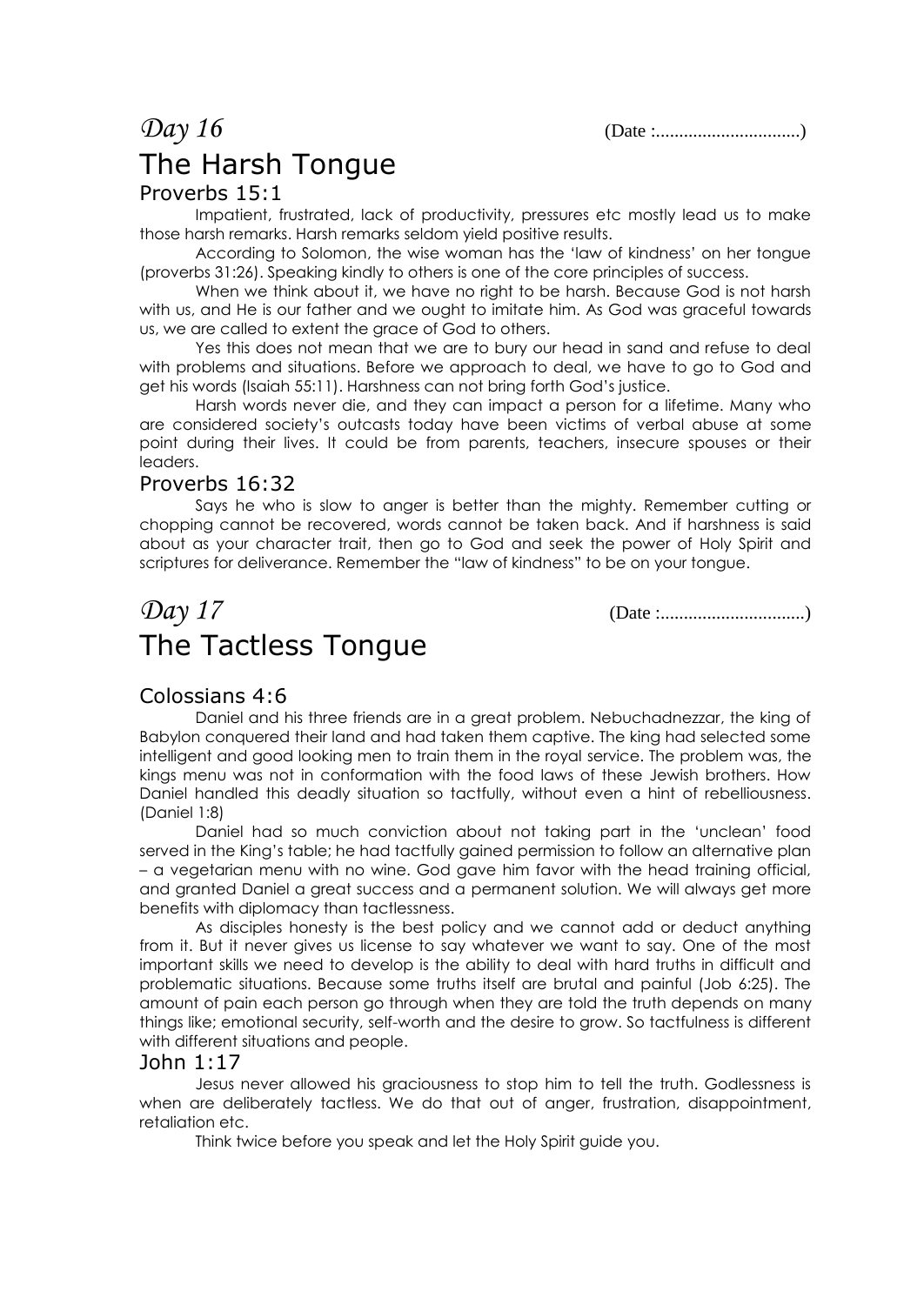# *Day 16* (Date :..............................)

## The Harsh Tongue

### Proverbs 15:1

Impatient, frustrated, lack of productivity, pressures etc mostly lead us to make those harsh remarks. Harsh remarks seldom yield positive results.

According to Solomon, the wise woman has the 'law of kindness' on her tongue (proverbs 31:26). Speaking kindly to others is one of the core principles of success.

When we think about it, we have no right to be harsh. Because God is not harsh with us, and He is our father and we ought to imitate him. As God was graceful towards us, we are called to extent the grace of God to others.

Yes this does not mean that we are to bury our head in sand and refuse to deal with problems and situations. Before we approach to deal, we have to go to God and get his words (Isaiah 55:11). Harshness can not bring forth God's justice.

Harsh words never die, and they can impact a person for a lifetime. Many who are considered society's outcasts today have been victims of verbal abuse at some point during their lives. It could be from parents, teachers, insecure spouses or their leaders.

### Proverbs 16:32

Says he who is slow to anger is better than the mighty. Remember cutting or chopping cannot be recovered, words cannot be taken back. And if harshness is said about as your character trait, then go to God and seek the power of Holy Spirit and scriptures for deliverance. Remember the "law of kindness" to be on your tongue.

# *Day 17* (Date :..............................)

## The Tactless Tongue

### Colossians 4:6

Daniel and his three friends are in a great problem. Nebuchadnezzar, the king of Babylon conquered their land and had taken them captive. The king had selected some intelligent and good looking men to train them in the royal service. The problem was, the kings menu was not in conformation with the food laws of these Jewish brothers. How Daniel handled this deadly situation so tactfully, without even a hint of rebelliousness. (Daniel 1:8)

Daniel had so much conviction about not taking part in the 'unclean' food served in the King's table; he had tactfully gained permission to follow an alternative plan – a vegetarian menu with no wine. God gave him favor with the head training official, and granted Daniel a great success and a permanent solution. We will always get more benefits with diplomacy than tactlessness.

As disciples honesty is the best policy and we cannot add or deduct anything from it. But it never gives us license to say whatever we want to say. One of the most important skills we need to develop is the ability to deal with hard truths in difficult and problematic situations. Because some truths itself are brutal and painful (Job 6:25). The amount of pain each person go through when they are told the truth depends on many things like; emotional security, self-worth and the desire to grow. So tactfulness is different with different situations and people.

### John 1:17

Jesus never allowed his graciousness to stop him to tell the truth. Godlessness is when are deliberately tactless. We do that out of anger, frustration, disappointment, retaliation etc.

Think twice before you speak and let the Holy Spirit guide you.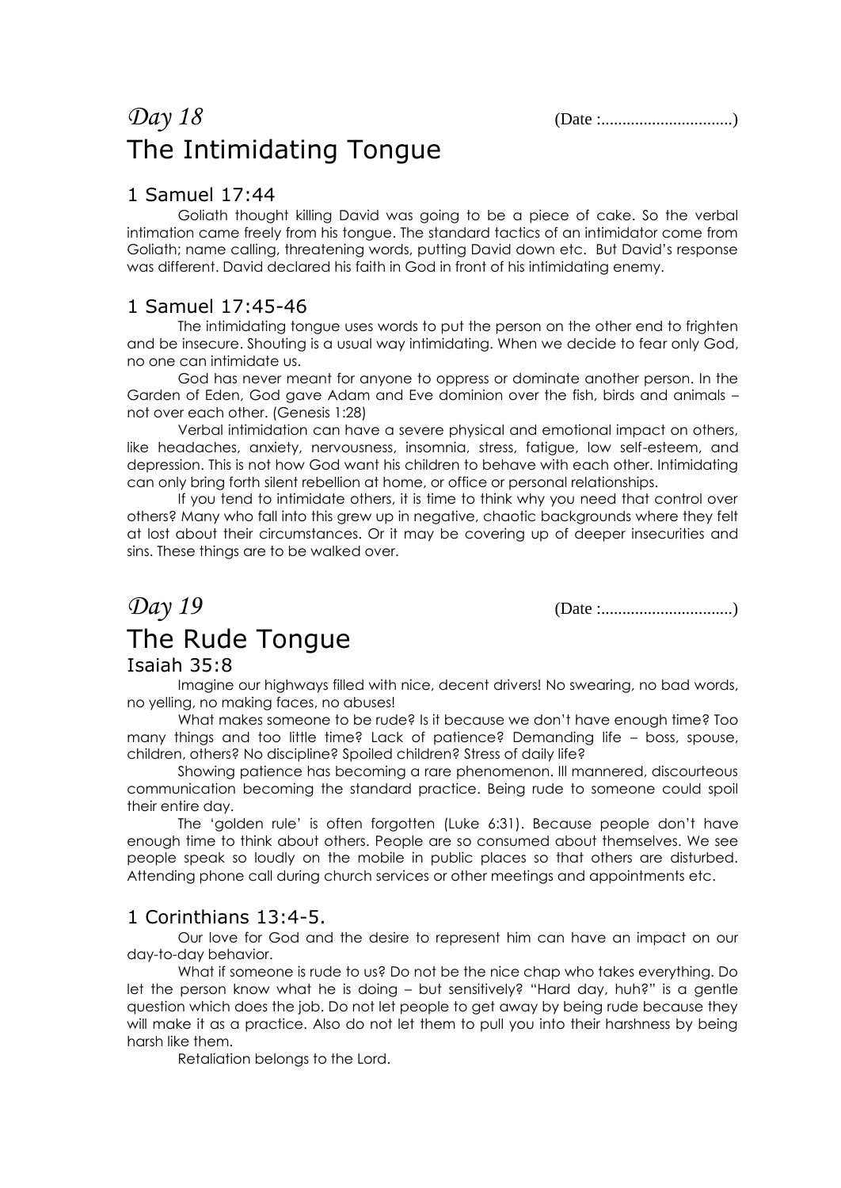# *Day 18* (Date :..............................)

## The Intimidating Tongue

### 1 Samuel 17:44

Goliath thought killing David was going to be a piece of cake. So the verbal intimation came freely from his tongue. The standard tactics of an intimidator come from Goliath; name calling, threatening words, putting David down etc. But David's response was different. David declared his faith in God in front of his intimidating enemy.

### 1 Samuel 17:45-46

The intimidating tongue uses words to put the person on the other end to frighten and be insecure. Shouting is a usual way intimidating. When we decide to fear only God, no one can intimidate us.

God has never meant for anyone to oppress or dominate another person. In the Garden of Eden, God gave Adam and Eve dominion over the fish, birds and animals – not over each other. (Genesis 1:28)

Verbal intimidation can have a severe physical and emotional impact on others, like headaches, anxiety, nervousness, insomnia, stress, fatigue, low self-esteem, and depression. This is not how God want his children to behave with each other. Intimidating can only bring forth silent rebellion at home, or office or personal relationships.

If you tend to intimidate others, it is time to think why you need that control over others? Many who fall into this grew up in negative, chaotic backgrounds where they felt at lost about their circumstances. Or it may be covering up of deeper insecurities and sins. These things are to be walked over.

# *Day 19* (Date :..............................)

## The Rude Tongue

### Isaiah 35:8

Imagine our highways filled with nice, decent drivers! No swearing, no bad words, no yelling, no making faces, no abuses!

What makes someone to be rude? Is it because we don't have enough time? Too many things and too little time? Lack of patience? Demanding life – boss, spouse, children, others? No discipline? Spoiled children? Stress of daily life?

Showing patience has becoming a rare phenomenon. Ill mannered, discourteous communication becoming the standard practice. Being rude to someone could spoil their entire day.

The 'golden rule' is often forgotten (Luke 6:31). Because people don't have enough time to think about others. People are so consumed about themselves. We see people speak so loudly on the mobile in public places so that others are disturbed. Attending phone call during church services or other meetings and appointments etc.

### 1 Corinthians 13:4-5.

Our love for God and the desire to represent him can have an impact on our day-to-day behavior.

What if someone is rude to us? Do not be the nice chap who takes everything. Do let the person know what he is doing – but sensitively? "Hard day, huh?" is a gentle question which does the job. Do not let people to get away by being rude because they will make it as a practice. Also do not let them to pull you into their harshness by being harsh like them.

Retaliation belongs to the Lord.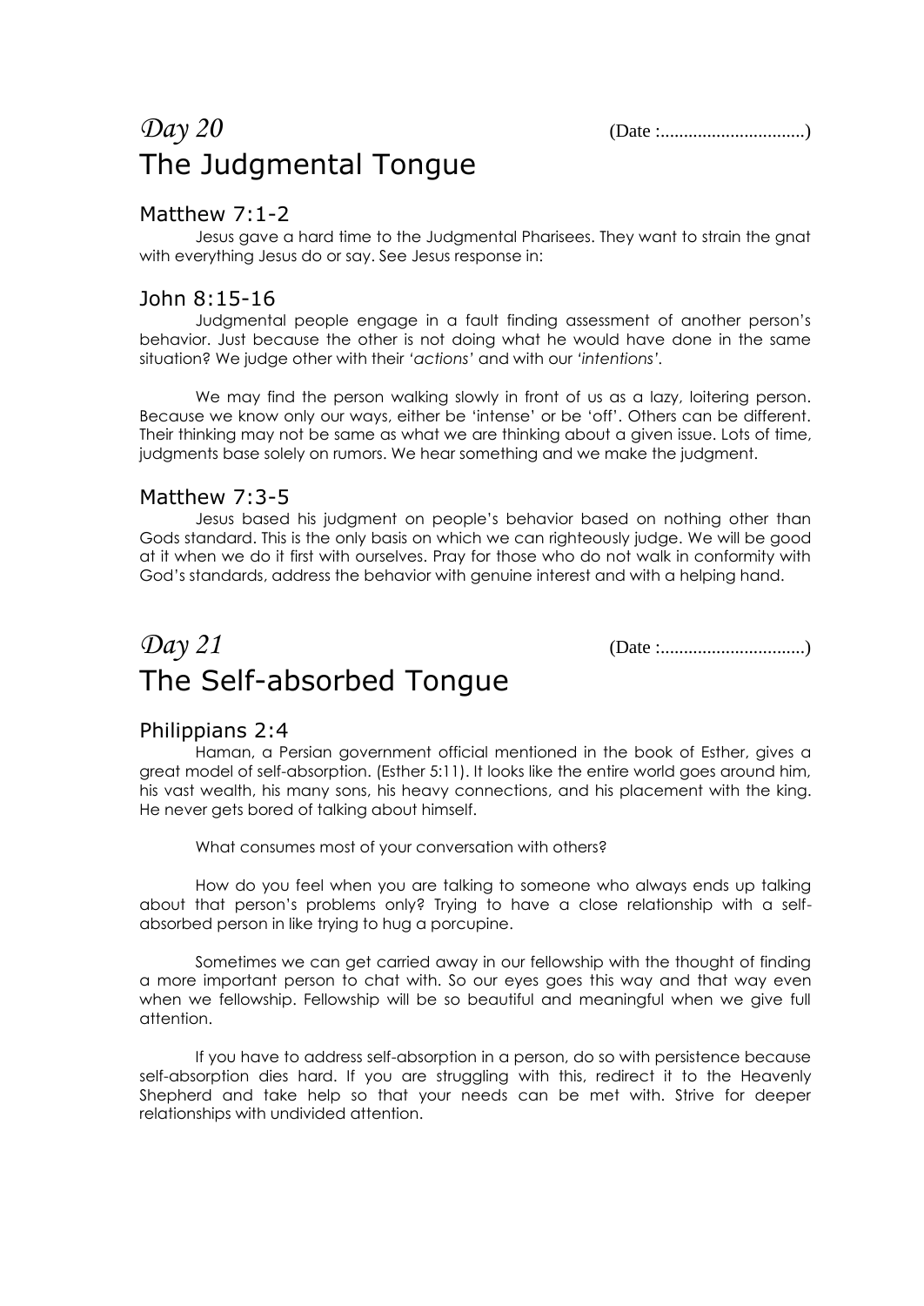## *Day 20* (Date :..............................)

# The Judgmental Tongue

### Matthew 7:1-2

Jesus gave a hard time to the Judgmental Pharisees. They want to strain the gnat with everything Jesus do or say. See Jesus response in:

### John 8:15-16

Judgmental people engage in a fault finding assessment of another person's behavior. Just because the other is not doing what he would have done in the same situation? We judge other with their *'actions'* and with our *'intentions'.*

We may find the person walking slowly in front of us as a lazy, loitering person. Because we know only our ways, either be 'intense' or be 'off'. Others can be different. Their thinking may not be same as what we are thinking about a given issue. Lots of time, judgments base solely on rumors. We hear something and we make the judgment.

### Matthew 7:3-5

Jesus based his judgment on people's behavior based on nothing other than Gods standard. This is the only basis on which we can righteously judge. We will be good at it when we do it first with ourselves. Pray for those who do not walk in conformity with God's standards, address the behavior with genuine interest and with a helping hand.

## *Day 21* (Date :..............................)

# The Self-absorbed Tongue

### Philippians 2:4

Haman, a Persian government official mentioned in the book of Esther, gives a great model of self-absorption. (Esther 5:11). It looks like the entire world goes around him, his vast wealth, his many sons, his heavy connections, and his placement with the king. He never gets bored of talking about himself.

What consumes most of your conversation with others?

How do you feel when you are talking to someone who always ends up talking about that person's problems only? Trying to have a close relationship with a self-absorbed person in like trying to hug a porcupine.

Sometimes we can get carried away in our fellowship with the thought of finding a more important person to chat with. So our eyes goes this way and that way even when we fellowship. Fellowship will be so beautiful and meaningful when we give full attention.

If you have to address self-absorption in a person, do so with persistence because self-absorption dies hard. If you are struggling with this, redirect it to the Heavenly Shepherd and take help so that your needs can be met with. Strive for deeper relationships with undivided attention.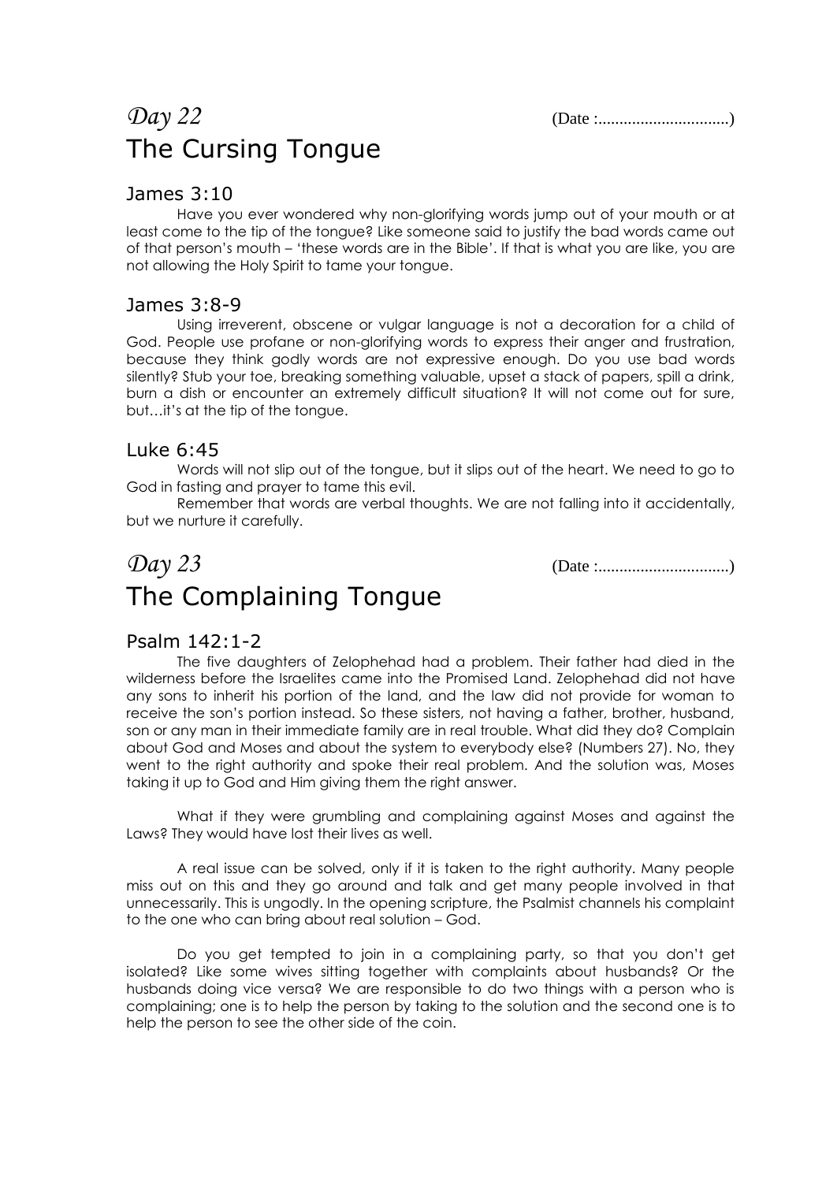## *Day 22* (Date :...............................)

# The Cursing Tongue

### James 3:10

Have you ever wondered why non-glorifying words jump out of your mouth or at least come to the tip of the tongue? Like someone said to justify the bad words came out of that person's mouth – 'these words are in the Bible'. If that is what you are like, you are not allowing the Holy Spirit to tame your tongue.

### James 3:8-9

Using irreverent, obscene or vulgar language is not a decoration for a child of God. People use profane or non-glorifying words to express their anger and frustration, because they think godly words are not expressive enough. Do you use bad words silently? Stub your toe, breaking something valuable, upset a stack of papers, spill a drink, burn a dish or encounter an extremely difficult situation? It will not come out for sure, but…it's at the tip of the tongue.

### Luke 6:45

Words will not slip out of the tongue, but it slips out of the heart. We need to go to God in fasting and prayer to tame this evil.

Remember that words are verbal thoughts. We are not falling into it accidentally, but we nurture it carefully.

## *Day 23* (Date :...............................)

# The Complaining Tongue

### Psalm 142:1-2

The five daughters of Zelophehad had a problem. Their father had died in the wilderness before the Israelites came into the Promised Land. Zelophehad did not have any sons to inherit his portion of the land, and the law did not provide for woman to receive the son's portion instead. So these sisters, not having a father, brother, husband, son or any man in their immediate family are in real trouble. What did they do? Complain about God and Moses and about the system to everybody else? (Numbers 27). No, they went to the right authority and spoke their real problem. And the solution was, Moses taking it up to God and Him giving them the right answer.

What if they were grumbling and complaining against Moses and against the Laws? They would have lost their lives as well.

A real issue can be solved, only if it is taken to the right authority. Many people miss out on this and they go around and talk and get many people involved in that unnecessarily. This is ungodly. In the opening scripture, the Psalmist channels his complaint to the one who can bring about real solution – God.

Do you get tempted to join in a complaining party, so that you don't get isolated? Like some wives sitting together with complaints about husbands? Or the husbands doing vice versa? We are responsible to do two things with a person who is complaining; one is to help the person by taking to the solution and the second one is to help the person to see the other side of the coin.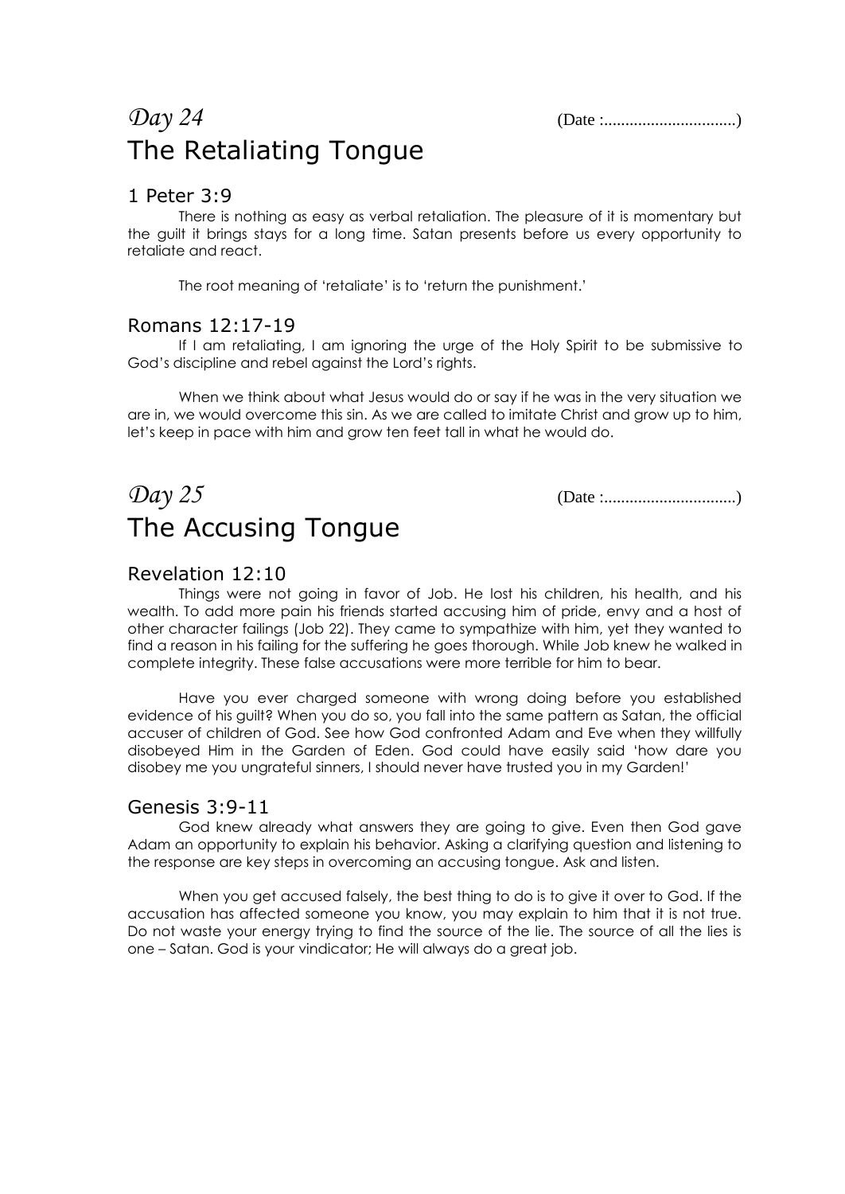# *Day 24*

(Date :...............................)

## The Retaliating Tongue

### 1 Peter 3:9

There is nothing as easy as verbal retaliation. The pleasure of it is momentary but the guilt it brings stays for a long time. Satan presents before us every opportunity to retaliate and react.

The root meaning of 'retaliate' is to 'return the punishment.'

### Romans 12:17-19

If I am retaliating, I am ignoring the urge of the Holy Spirit to be submissive to God's discipline and rebel against the Lord's rights.

When we think about what Jesus would do or say if he was in the very situation we are in, we would overcome this sin. As we are called to imitate Christ and grow up to him, let's keep in pace with him and grow ten feet tall in what he would do.

# *Day 25*

(Date :...............................)

## The Accusing Tongue

### Revelation 12:10

Things were not going in favor of Job. He lost his children, his health, and his wealth. To add more pain his friends started accusing him of pride, envy and a host of other character failings (Job 22). They came to sympathize with him, yet they wanted to find a reason in his failing for the suffering he goes thorough. While Job knew he walked in complete integrity. These false accusations were more terrible for him to bear.

Have you ever charged someone with wrong doing before you established evidence of his guilt? When you do so, you fall into the same pattern as Satan, the official accuser of children of God. See how God confronted Adam and Eve when they willfully disobeyed Him in the Garden of Eden. God could have easily said 'how dare you disobey me you ungrateful sinners, I should never have trusted you in my Garden!'

### Genesis 3:9-11

God knew already what answers they are going to give. Even then God gave Adam an opportunity to explain his behavior. Asking a clarifying question and listening to the response are key steps in overcoming an accusing tongue. Ask and listen.

When you get accused falsely, the best thing to do is to give it over to God. If the accusation has affected someone you know, you may explain to him that it is not true. Do not waste your energy trying to find the source of the lie. The source of all the lies is one – Satan. God is your vindicator; He will always do a great job.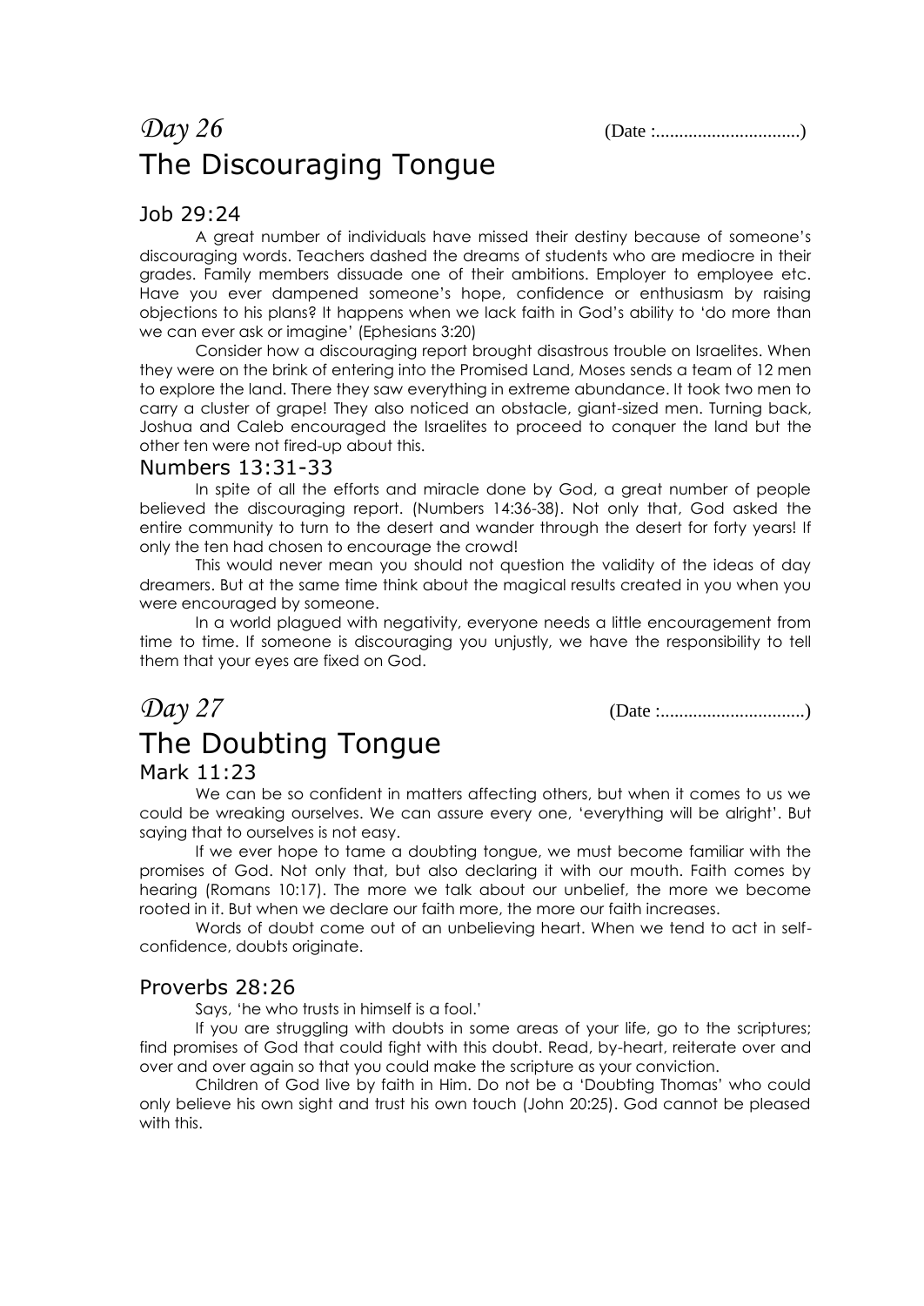# *Day 26* (Date :...............................)

## The Discouraging Tongue

### Job 29:24

A great number of individuals have missed their destiny because of someone's discouraging words. Teachers dashed the dreams of students who are mediocre in their grades. Family members dissuade one of their ambitions. Employer to employee etc. Have you ever dampened someone's hope, confidence or enthusiasm by raising objections to his plans? It happens when we lack faith in God's ability to 'do more than we can ever ask or imagine' (Ephesians 3:20)

Consider how a discouraging report brought disastrous trouble on Israelites. When they were on the brink of entering into the Promised Land, Moses sends a team of 12 men to explore the land. There they saw everything in extreme abundance. It took two men to carry a cluster of grape! They also noticed an obstacle, giant-sized men. Turning back, Joshua and Caleb encouraged the Israelites to proceed to conquer the land but the other ten were not fired-up about this.

### Numbers 13:31-33

In spite of all the efforts and miracle done by God, a great number of people believed the discouraging report. (Numbers 14:36-38). Not only that, God asked the entire community to turn to the desert and wander through the desert for forty years! If only the ten had chosen to encourage the crowd!

This would never mean you should not question the validity of the ideas of day dreamers. But at the same time think about the magical results created in you when you were encouraged by someone.

In a world plagued with negativity, everyone needs a little encouragement from time to time. If someone is discouraging you unjustly, we have the responsibility to tell them that your eyes are fixed on God.

# *Day 27* (Date :...............................)

## The Doubting Tongue

### Mark 11:23

We can be so confident in matters affecting others, but when it comes to us we could be wreaking ourselves. We can assure every one, 'everything will be alright'. But saying that to ourselves is not easy.

If we ever hope to tame a doubting tongue, we must become familiar with the promises of God. Not only that, but also declaring it with our mouth. Faith comes by hearing (Romans 10:17). The more we talk about our unbelief, the more we become rooted in it. But when we declare our faith more, the more our faith increases.

Words of doubt come out of an unbelieving heart. When we tend to act in self-confidence, doubts originate.

### Proverbs 28:26

Says, 'he who trusts in himself is a fool.'

If you are struggling with doubts in some areas of your life, go to the scriptures; find promises of God that could fight with this doubt. Read, by-heart, reiterate over and over and over again so that you could make the scripture as your conviction.

Children of God live by faith in Him. Do not be a 'Doubting Thomas' who could only believe his own sight and trust his own touch (John 20:25). God cannot be pleased with this.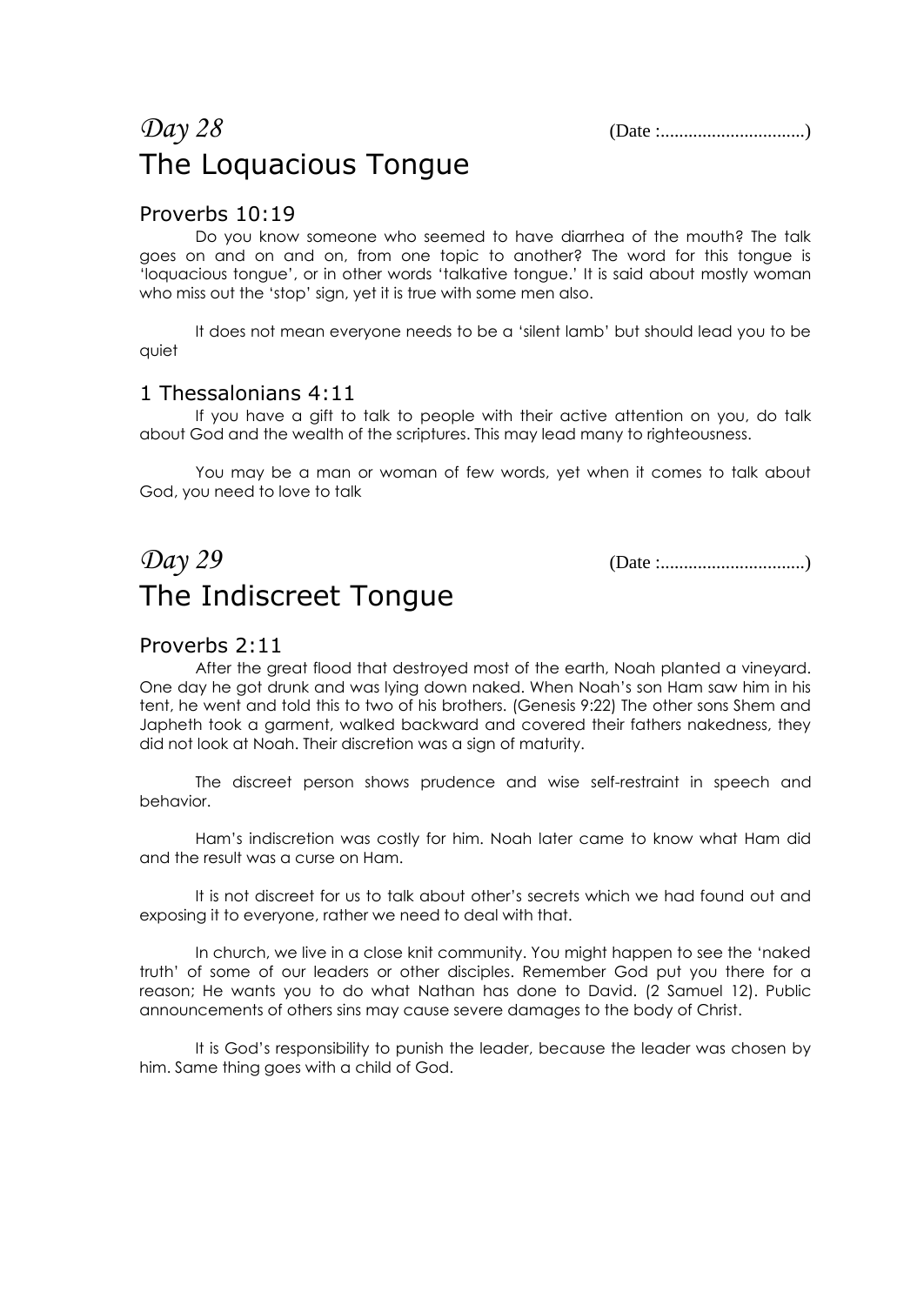## *Day 28* (Date :..............................)

# The Loquacious Tongue

### Proverbs 10:19

Do you know someone who seemed to have diarrhea of the mouth? The talk goes on and on and on, from one topic to another? The word for this tongue is 'loquacious tongue', or in other words 'talkative tongue.' It is said about mostly woman who miss out the 'stop' sign, yet it is true with some men also.

It does not mean everyone needs to be a 'silent lamb' but should lead you to be quiet

### 1 Thessalonians 4:11

If you have a gift to talk to people with their active attention on you, do talk about God and the wealth of the scriptures. This may lead many to righteousness.

You may be a man or woman of few words, yet when it comes to talk about God, you need to love to talk

## *Day 29* (Date :..............................)

# The Indiscreet Tongue

### Proverbs 2:11

After the great flood that destroyed most of the earth, Noah planted a vineyard. One day he got drunk and was lying down naked. When Noah's son Ham saw him in his tent, he went and told this to two of his brothers. (Genesis 9:22) The other sons Shem and Japheth took a garment, walked backward and covered their fathers nakedness, they did not look at Noah. Their discretion was a sign of maturity.

The discreet person shows prudence and wise self-restraint in speech and behavior.

Ham's indiscretion was costly for him. Noah later came to know what Ham did and the result was a curse on Ham.

It is not discreet for us to talk about other's secrets which we had found out and exposing it to everyone, rather we need to deal with that.

In church, we live in a close knit community. You might happen to see the 'naked truth' of some of our leaders or other disciples. Remember God put you there for a reason; He wants you to do what Nathan has done to David. (2 Samuel 12). Public announcements of others sins may cause severe damages to the body of Christ.

It is God's responsibility to punish the leader, because the leader was chosen by him. Same thing goes with a child of God.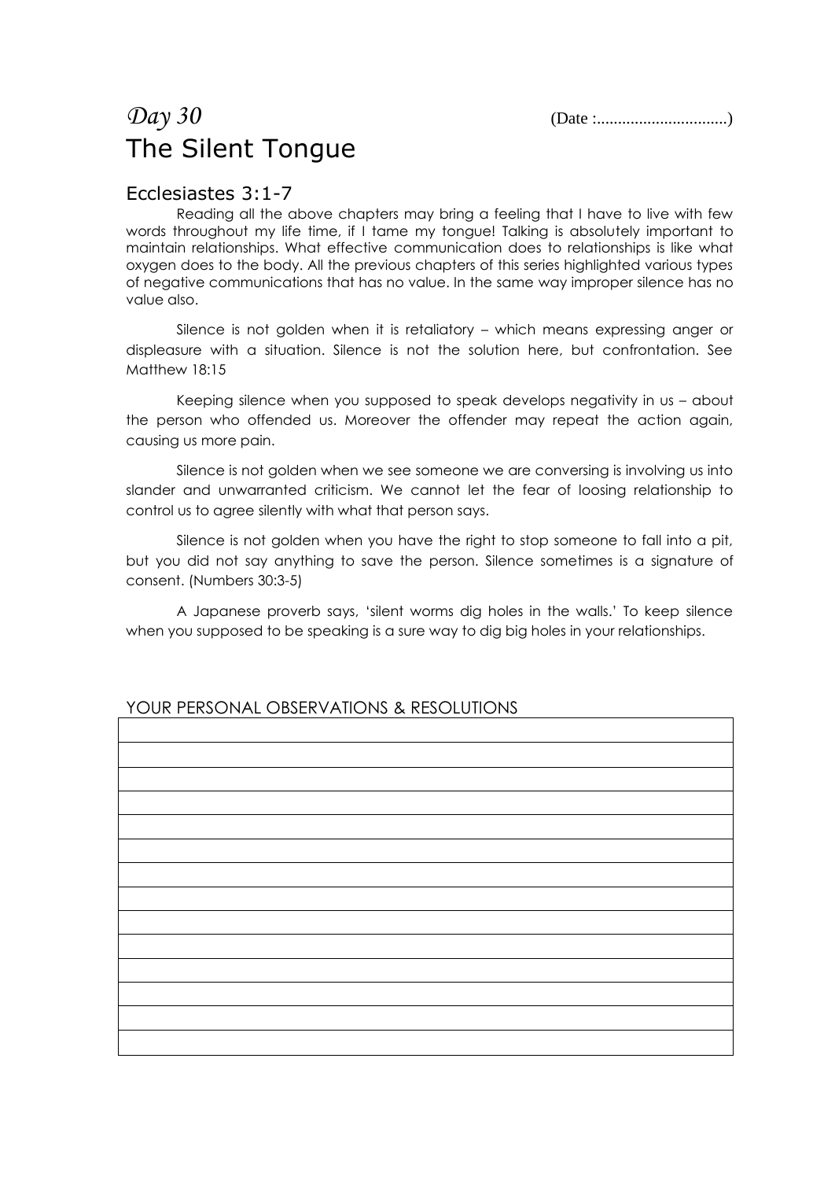# *Day 30*

(Date :...............................)

# The Silent Tongue

## Ecclesiastes 3:1-7

Reading all the above chapters may bring a feeling that I have to live with few words throughout my life time, if I tame my tongue! Talking is absolutely important to maintain relationships. What effective communication does to relationships is like what oxygen does to the body. All the previous chapters of this series highlighted various types of negative communications that has no value. In the same way improper silence has no value also.

Silence is not golden when it is retaliatory – which means expressing anger or displeasure with a situation. Silence is not the solution here, but confrontation. See Matthew 18:15

Keeping silence when you supposed to speak develops negativity in us – about the person who offended us. Moreover the offender may repeat the action again, causing us more pain.

Silence is not golden when we see someone we are conversing is involving us into slander and unwarranted criticism. We cannot let the fear of loosing relationship to control us to agree silently with what that person says.

Silence is not golden when you have the right to stop someone to fall into a pit, but you did not say anything to save the person. Silence sometimes is a signature of consent. (Numbers 30:3-5)

A Japanese proverb says, 'silent worms dig holes in the walls.' To keep silence when you supposed to be speaking is a sure way to dig big holes in your relationships.

YOUR PERSONAL OBSERVATIONS & RESOLUTIONS

|  |
|---|
|  |
|  |
|  |
|  |
|  |
|  |
|  |
|  |
|  |
|  |
|  |
|  |
|  |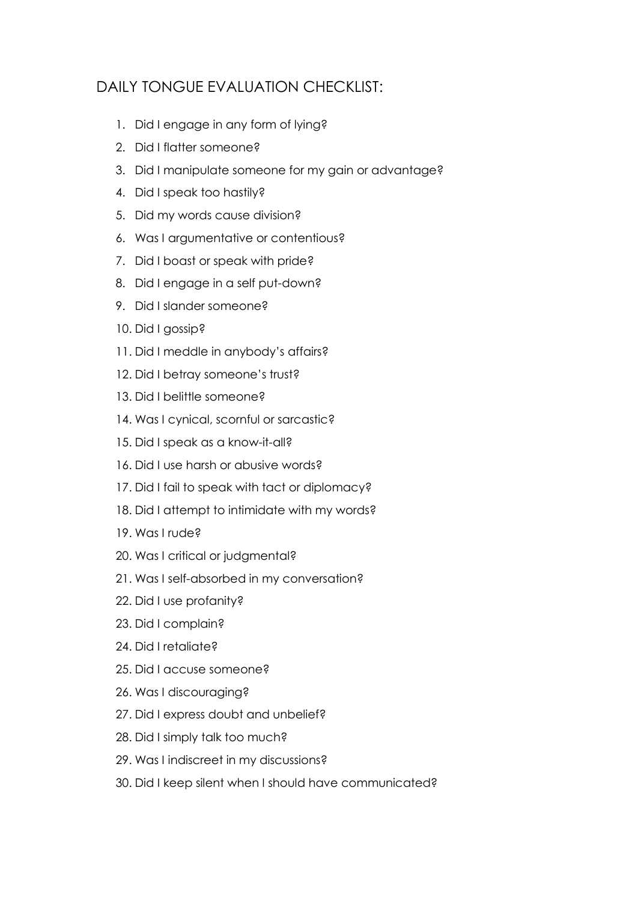## DAILY TONGUE EVALUATION CHECKLIST:

1. Did I engage in any form of lying?
2. Did I flatter someone?
3. Did I manipulate someone for my gain or advantage?
4. Did I speak too hastily?
5. Did my words cause division?
6. Was I argumentative or contentious?
7. Did I boast or speak with pride?
8. Did I engage in a self put-down?
9. Did I slander someone?
10. Did I gossip?
11. Did I meddle in anybody's affairs?
12. Did I betray someone's trust?
13. Did I belittle someone?
14. Was I cynical, scornful or sarcastic?
15. Did I speak as a know-it-all?
16. Did I use harsh or abusive words?
17. Did I fail to speak with tact or diplomacy?
18. Did I attempt to intimidate with my words?
19. Was I rude?
20. Was I critical or judgmental?
21. Was I self-absorbed in my conversation?
22. Did I use profanity?
23. Did I complain?
24. Did I retaliate?
25. Did I accuse someone?
26. Was I discouraging?
27. Did I express doubt and unbelief?
28. Did I simply talk too much?
29. Was I indiscreet in my discussions?
30. Did I keep silent when I should have communicated?